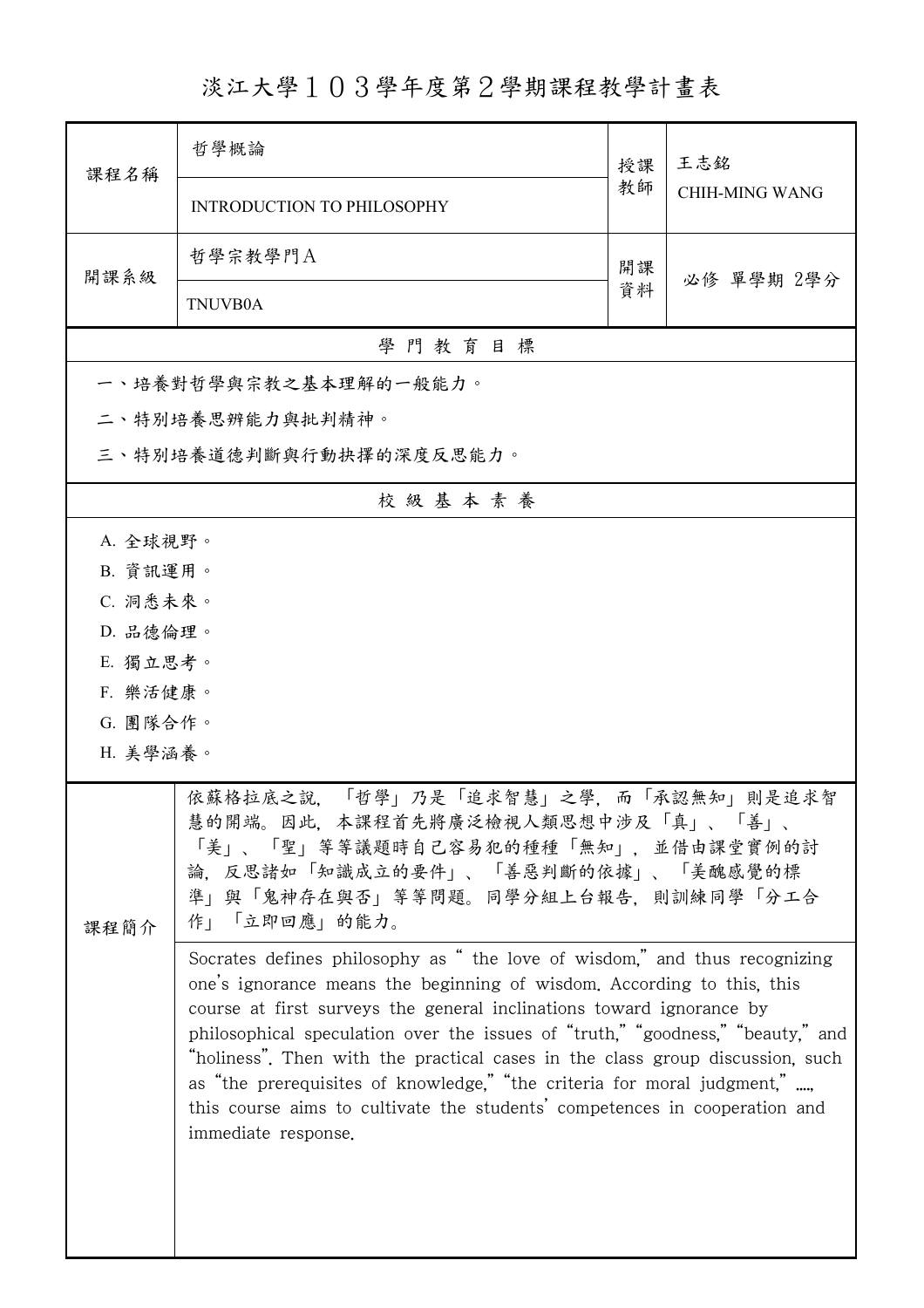# 淡江大學１０３學年度第２學期課程教學計畫表

| 課程名稱 | 哲學概論<br>INTRODUCTION TO PHILOSOPHY | 授課教師 | 王志銘<br>CHIH-MING WANG |
|---|---|---|---|
| 開課系級 | 哲學宗教學門A<br>TNUVB0A | 開課資料 | 必修 單學期 2學分 |

**學 門 教 育 目 標**

一、培養對哲學與宗教之基本理解的一般能力。

二、特別培養思辨能力與批判精神。

三、特別培養道德判斷與行動抉擇的深度反思能力。

**校 級 基 本 素 養**

A. 全球視野。

B. 資訊運用。

C. 洞悉未來。

D. 品德倫理。

E. 獨立思考。

F. 樂活健康。

G. 團隊合作。

H. 美學涵養。

| 課程簡介 | |
|---|---|
| | 依蘇格拉底之說，「哲學」乃是「追求智慧」之學，而「承認無知」則是追求智慧的開端。因此，本課程首先將廣泛檢視人類思想中涉及「真」、「善」、「美」、「聖」等等議題時自己容易犯的種種「無知」，並借由課堂實例的討論，反思諸如「知識成立的要件」、「善惡判斷的依據」、「美醜感覺的標準」與「鬼神存在與否」等等問題。同學分組上台報告，則訓練同學「分工合作」「立即回應」的能力。 |
| | Socrates defines philosophy as " the love of wisdom," and thus recognizing one's ignorance means the beginning of wisdom. According to this, this course at first surveys the general inclinations toward ignorance by philosophical speculation over the issues of "truth," "goodness," "beauty," and "holiness". Then with the practical cases in the class group discussion, such as "the prerequisites of knowledge," "the criteria for moral judgment," ....., this course aims to cultivate the students' competences in cooperation and immediate response. |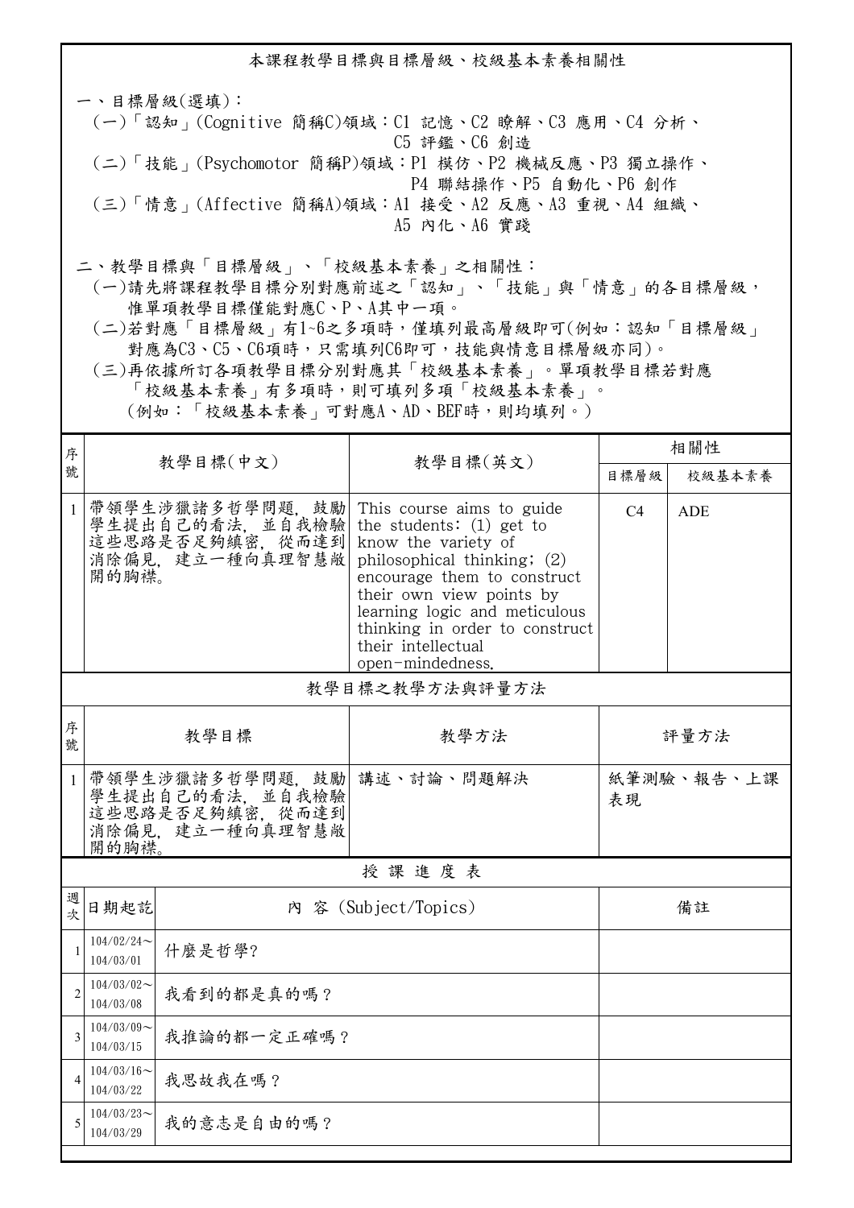## 本課程教學目標與目標層級、校級基本素養相關性

一、目標層級(選填)：

(一)「認知」(Cognitive 簡稱C)領域：C1 記憶、C2 瞭解、C3 應用、C4 分析、C5 評鑑、C6 創造

(二)「技能」(Psychomotor 簡稱P)領域：P1 模仿、P2 機械反應、P3 獨立操作、P4 聯結操作、P5 自動化、P6 創作

(三)「情意」(Affective 簡稱A)領域：A1 接受、A2 反應、A3 重視、A4 組織、A5 內化、A6 實踐

二、教學目標與「目標層級」、「校級基本素養」之相關性：

(一)請先將課程教學目標分別對應前述之「認知」、「技能」與「情意」的各目標層級，惟單項教學目標僅能對應C、P、A其中一項。

(二)若對應「目標層級」有1~6之多項時，僅填列最高層級即可(例如：認知「目標層級」對應為C3、C5、C6項時，只需填列C6即可，技能與情意目標層級亦同)。

(三)再依據所訂各項教學目標分別對應其「校級基本素養」。單項教學目標若對應「校級基本素養」有多項時，則可填列多項「校級基本素養」。(例如：「校級基本素養」可對應A、AD、BEF時，則均填列。)

| 序號 | 教學目標(中文) | 教學目標(英文) | 相關性 | |
|---|---|---|---|---|
| | | | 目標層級 | 校級基本素養 |
| 1 | 帶領學生涉獵諸多哲學問題，鼓勵學生提出自己的看法，並自我檢驗這些思路是否足夠縝密，從而達到消除偏見，建立一種向真理智慧敞開的胸襟。 | This course aims to guide the students: (1) get to know the variety of philosophical thinking; (2) encourage them to construct their own view points by learning logic and meticulous thinking in order to construct their intellectual open-mindedness. | C4 | ADE |

### 教學目標之教學方法與評量方法

| 序號 | 教學目標 | 教學方法 | 評量方法 |
|---|---|---|---|
| 1 | 帶領學生涉獵諸多哲學問題，鼓勵學生提出自己的看法，並自我檢驗這些思路是否足夠縝密，從而達到消除偏見，建立一種向真理智慧敞開的胸襟。 | 講述、討論、問題解決 | 紙筆測驗、報告、上課表現 |

### 授 課 進 度 表

| 週次 | 日期起訖 | 內 容 (Subject/Topics) | 備註 |
|---|---|---|---|
| 1 | 104/02/24~104/03/01 | 什麼是哲學? | |
| 2 | 104/03/02~104/03/08 | 我看到的都是真的嗎？ | |
| 3 | 104/03/09~104/03/15 | 我推論的都一定正確嗎？ | |
| 4 | 104/03/16~104/03/22 | 我思故我在嗎？ | |
| 5 | 104/03/23~104/03/29 | 我的意志是自由的嗎？ | |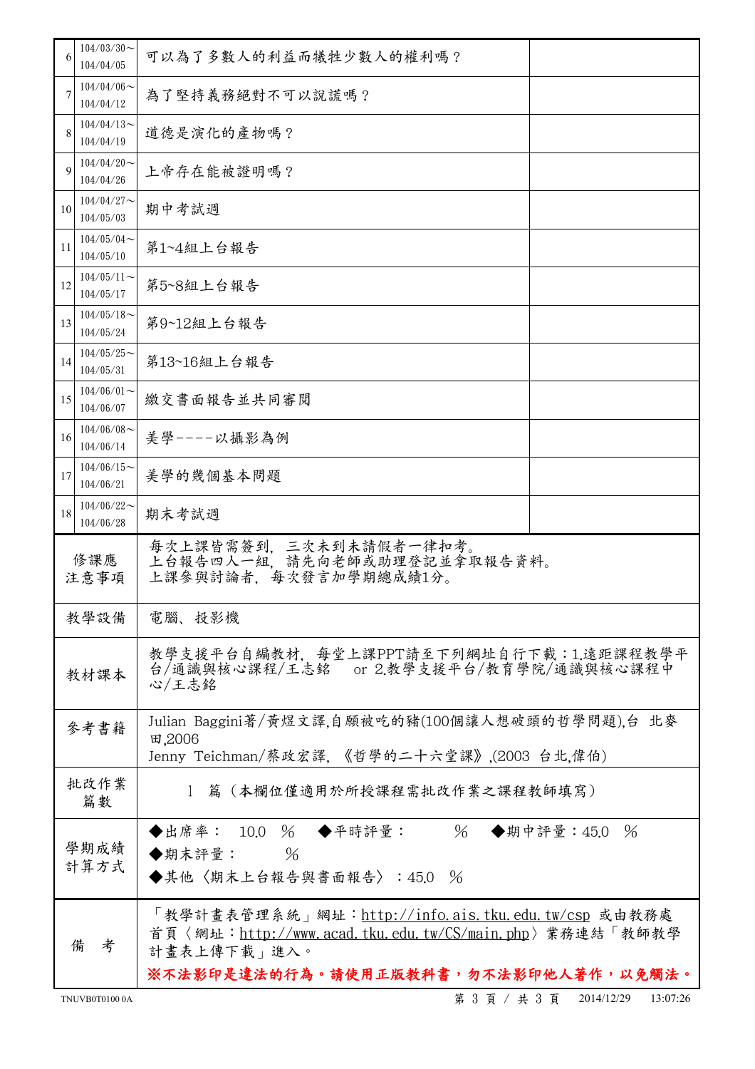| | | | |
|---|---|---|---|
| 6 | 104/03/30～104/04/05 | 可以為了多數人的利益而犧牲少數人的權利嗎？ | |
| 7 | 104/04/06～104/04/12 | 為了堅持義務絕對不可以說謊嗎？ | |
| 8 | 104/04/13～104/04/19 | 道德是演化的產物嗎？ | |
| 9 | 104/04/20～104/04/26 | 上帝存在能被證明嗎？ | |
| 10 | 104/04/27～104/05/03 | 期中考試週 | |
| 11 | 104/05/04～104/05/10 | 第1~4組上台報告 | |
| 12 | 104/05/11～104/05/17 | 第5~8組上台報告 | |
| 13 | 104/05/18～104/05/24 | 第9~12組上台報告 | |
| 14 | 104/05/25～104/05/31 | 第13~16組上台報告 | |
| 15 | 104/06/01～104/06/07 | 繳交書面報告並共同審閱 | |
| 16 | 104/06/08～104/06/14 | 美學----以攝影為例 | |
| 17 | 104/06/15～104/06/21 | 美學的幾個基本問題 | |
| 18 | 104/06/22～104/06/28 | 期末考試週 | |

| | |
|---|---|
| 修課應注意事項 | 每次上課皆需簽到，三次未到未請假者一律扣考。<br>上台報告四人一組，請先向老師或助理登記並拿取報告資料。<br>上課參與討論者，每次發言加學期總成績1分。 |
| 教學設備 | 電腦、投影機 |
| 教材課本 | 教學支援平台自編教材，每堂上課PPT請至下列網址自行下載：1.遠距課程教學平台/通識與核心課程/王志銘　or 2.教學支援平台/教育學院/通識與核心課程中心/王志銘 |
| 參考書籍 | Julian Baggini著/黃煜文譯,自願被吃的豬(100個讓人想破頭的哲學問題),台 北麥田,2006<br>Jenny Teichman/蔡政宏譯，《哲學的二十六堂課》,(2003 台北,偉伯) |
| 批改作業篇數 | 1 篇（本欄位僅適用於所授課程需批改作業之課程教師填寫） |
| 學期成績計算方式 | ◆出席率： 10.0 %　◆平時評量： %　◆期中評量：45.0 %<br>◆期末評量： %<br>◆其他〈期末上台報告與書面報告〉：45.0 % |
| 備　考 | 「教學計畫表管理系統」網址：http://info.ais.tku.edu.tw/csp 或由教務處首頁〈網址：http://www.acad.tku.edu.tw/CS/main.php〉業務連結「教師教學計畫表上傳下載」進入。<br>**※不法影印是違法的行為。請使用正版教科書，勿不法影印他人著作，以免觸法。** |

TNUVB0T0100 0A　　2014/12/29　13:07:26